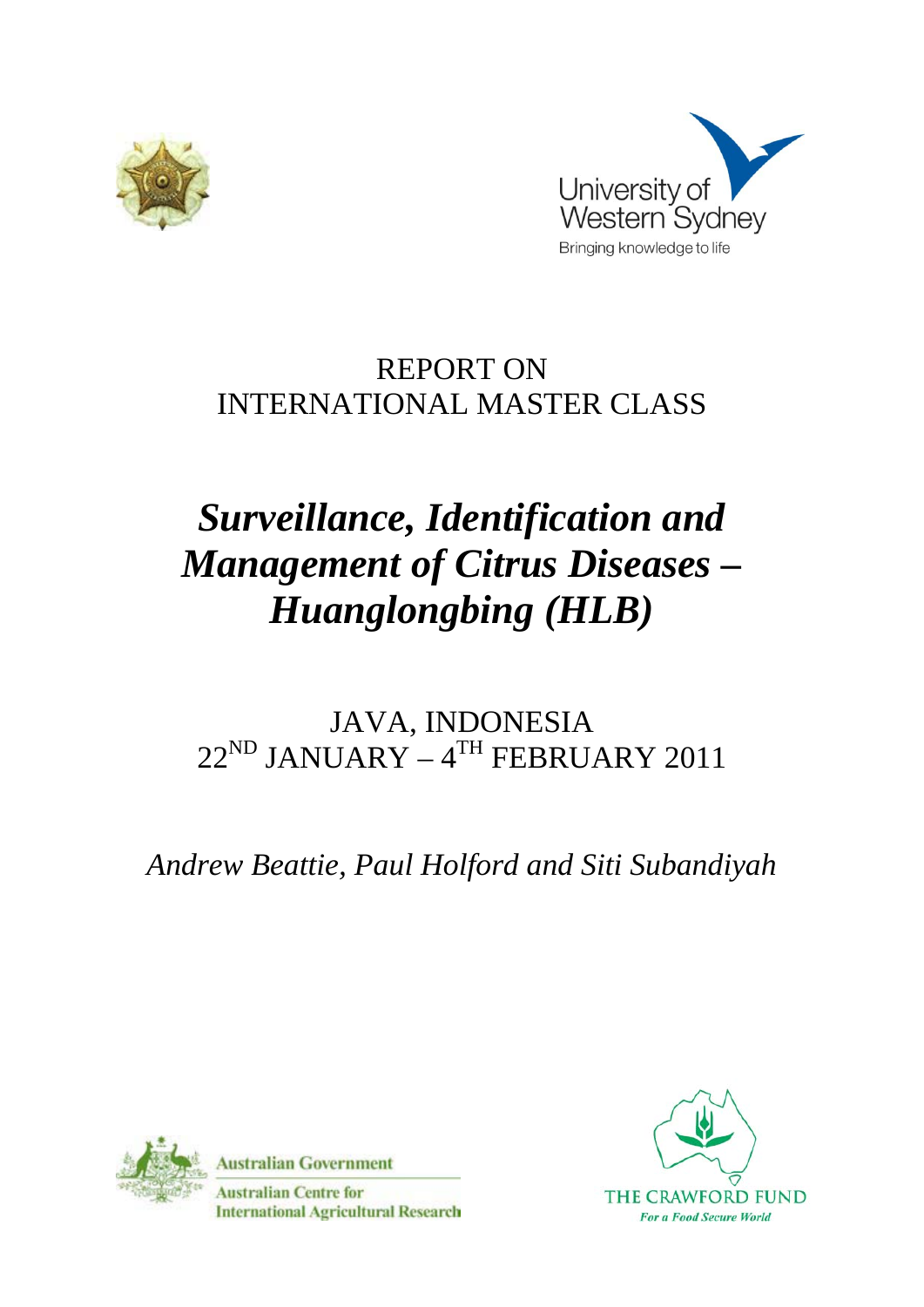University of Western Sydney

Bringing knowledge to life

# REPORT ON INTERNATIONAL MASTER CLASS

# *Surveillance, Identification and Management of Citrus Diseases – Huanglongbing (HLB)*

## JAVA, INDONESIA
## 22ND JANUARY – 4TH FEBRUARY 2011

*Andrew Beattie, Paul Holford and Siti Subandiyah*

Australian Government

Australian Centre for International Agricultural Research

THE CRAWFORD FUND

*For a Food Secure World*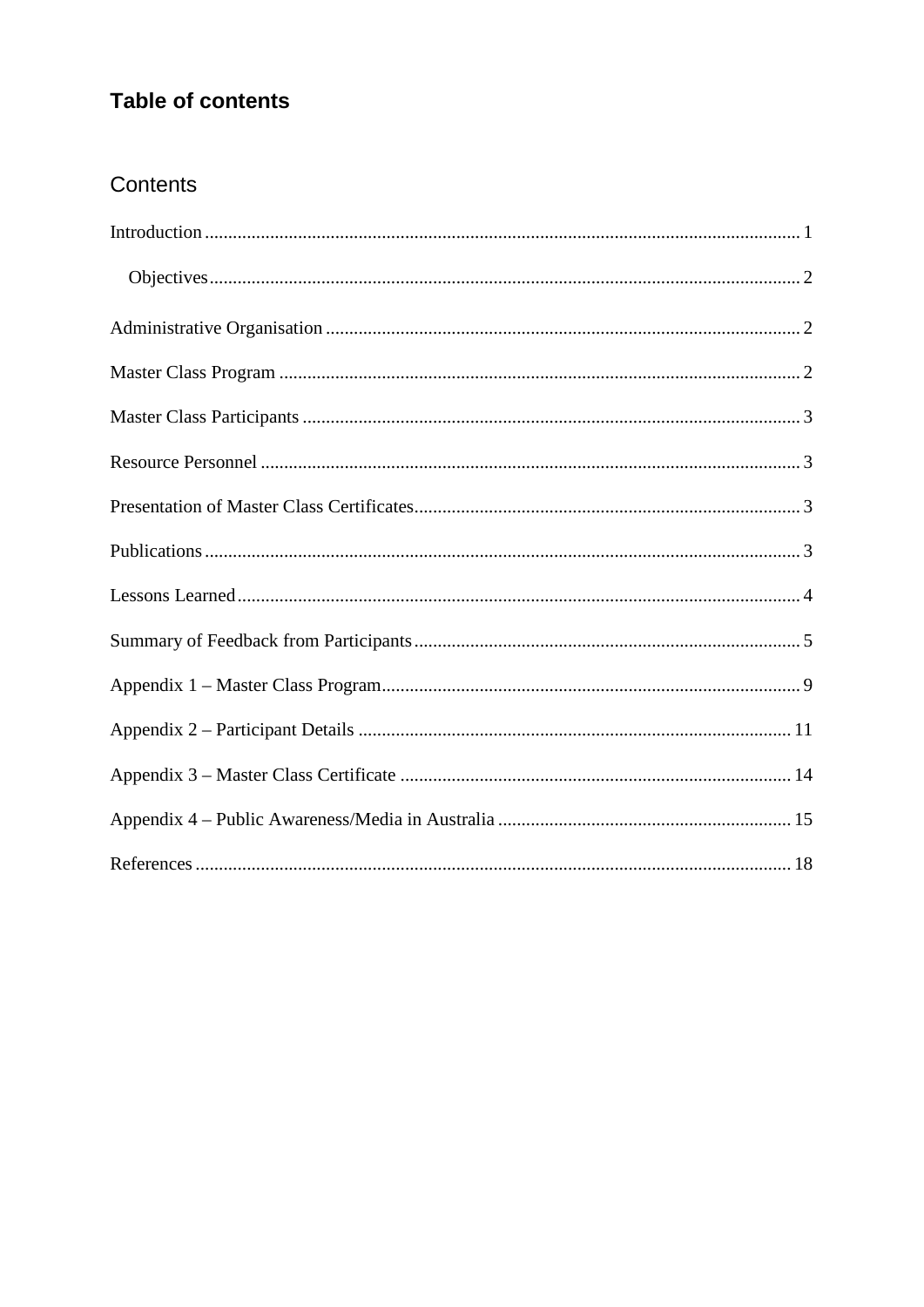## Table of contents

### Contents

Introduction .......... 1

  Objectives .......... 2

Administrative Organisation .......... 2

Master Class Program .......... 2

Master Class Participants .......... 3

Resource Personnel .......... 3

Presentation of Master Class Certificates .......... 3

Publications .......... 3

Lessons Learned .......... 4

Summary of Feedback from Participants .......... 5

Appendix 1 – Master Class Program .......... 9

Appendix 2 – Participant Details .......... 11

Appendix 3 – Master Class Certificate .......... 14

Appendix 4 – Public Awareness/Media in Australia .......... 15

References .......... 18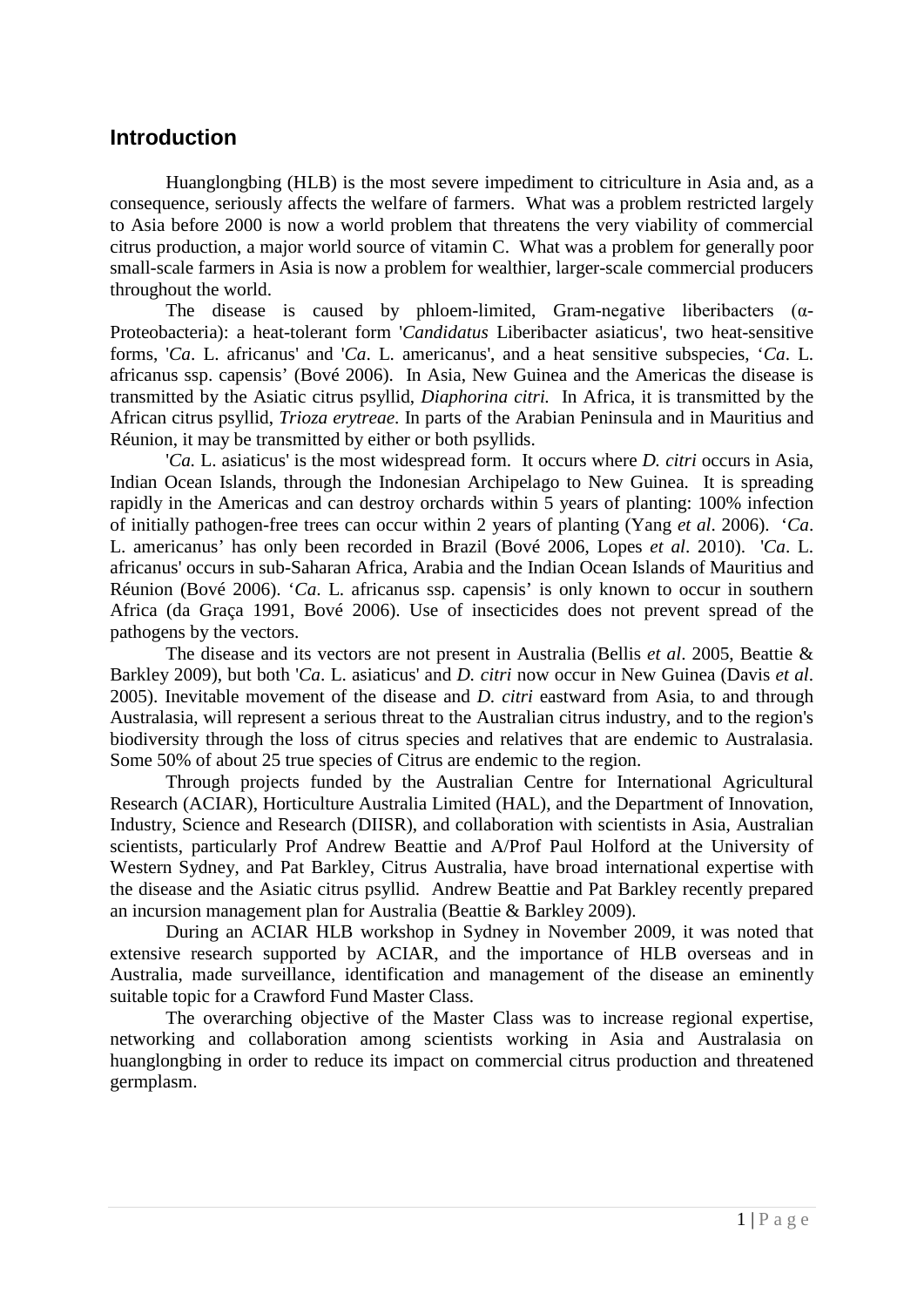## Introduction

Huanglongbing (HLB) is the most severe impediment to citriculture in Asia and, as a consequence, seriously affects the welfare of farmers. What was a problem restricted largely to Asia before 2000 is now a world problem that threatens the very viability of commercial citrus production, a major world source of vitamin C. What was a problem for generally poor small-scale farmers in Asia is now a problem for wealthier, larger-scale commercial producers throughout the world.

The disease is caused by phloem-limited, Gram-negative liberibacters (α-Proteobacteria): a heat-tolerant form '*Candidatus* Liberibacter asiaticus', two heat-sensitive forms, '*Ca*. L. africanus' and '*Ca*. L. americanus', and a heat sensitive subspecies, '*Ca*. L. africanus ssp. capensis' (Bové 2006). In Asia, New Guinea and the Americas the disease is transmitted by the Asiatic citrus psyllid, *Diaphorina citri.* In Africa, it is transmitted by the African citrus psyllid, *Trioza erytreae*. In parts of the Arabian Peninsula and in Mauritius and Réunion, it may be transmitted by either or both psyllids.

'*Ca.* L. asiaticus' is the most widespread form. It occurs where *D. citri* occurs in Asia, Indian Ocean Islands, through the Indonesian Archipelago to New Guinea. It is spreading rapidly in the Americas and can destroy orchards within 5 years of planting: 100% infection of initially pathogen-free trees can occur within 2 years of planting (Yang *et al*. 2006). '*Ca*. L. americanus' has only been recorded in Brazil (Bové 2006, Lopes *et al*. 2010). '*Ca*. L. africanus' occurs in sub-Saharan Africa, Arabia and the Indian Ocean Islands of Mauritius and Réunion (Bové 2006). '*Ca*. L. africanus ssp. capensis' is only known to occur in southern Africa (da Graça 1991, Bové 2006). Use of insecticides does not prevent spread of the pathogens by the vectors.

The disease and its vectors are not present in Australia (Bellis *et al*. 2005, Beattie & Barkley 2009), but both '*Ca*. L. asiaticus' and *D. citri* now occur in New Guinea (Davis *et al*. 2005). Inevitable movement of the disease and *D. citri* eastward from Asia, to and through Australasia, will represent a serious threat to the Australian citrus industry, and to the region's biodiversity through the loss of citrus species and relatives that are endemic to Australasia. Some 50% of about 25 true species of Citrus are endemic to the region.

Through projects funded by the Australian Centre for International Agricultural Research (ACIAR), Horticulture Australia Limited (HAL), and the Department of Innovation, Industry, Science and Research (DIISR), and collaboration with scientists in Asia, Australian scientists, particularly Prof Andrew Beattie and A/Prof Paul Holford at the University of Western Sydney, and Pat Barkley, Citrus Australia, have broad international expertise with the disease and the Asiatic citrus psyllid. Andrew Beattie and Pat Barkley recently prepared an incursion management plan for Australia (Beattie & Barkley 2009).

During an ACIAR HLB workshop in Sydney in November 2009, it was noted that extensive research supported by ACIAR, and the importance of HLB overseas and in Australia, made surveillance, identification and management of the disease an eminently suitable topic for a Crawford Fund Master Class.

The overarching objective of the Master Class was to increase regional expertise, networking and collaboration among scientists working in Asia and Australasia on huanglongbing in order to reduce its impact on commercial citrus production and threatened germplasm.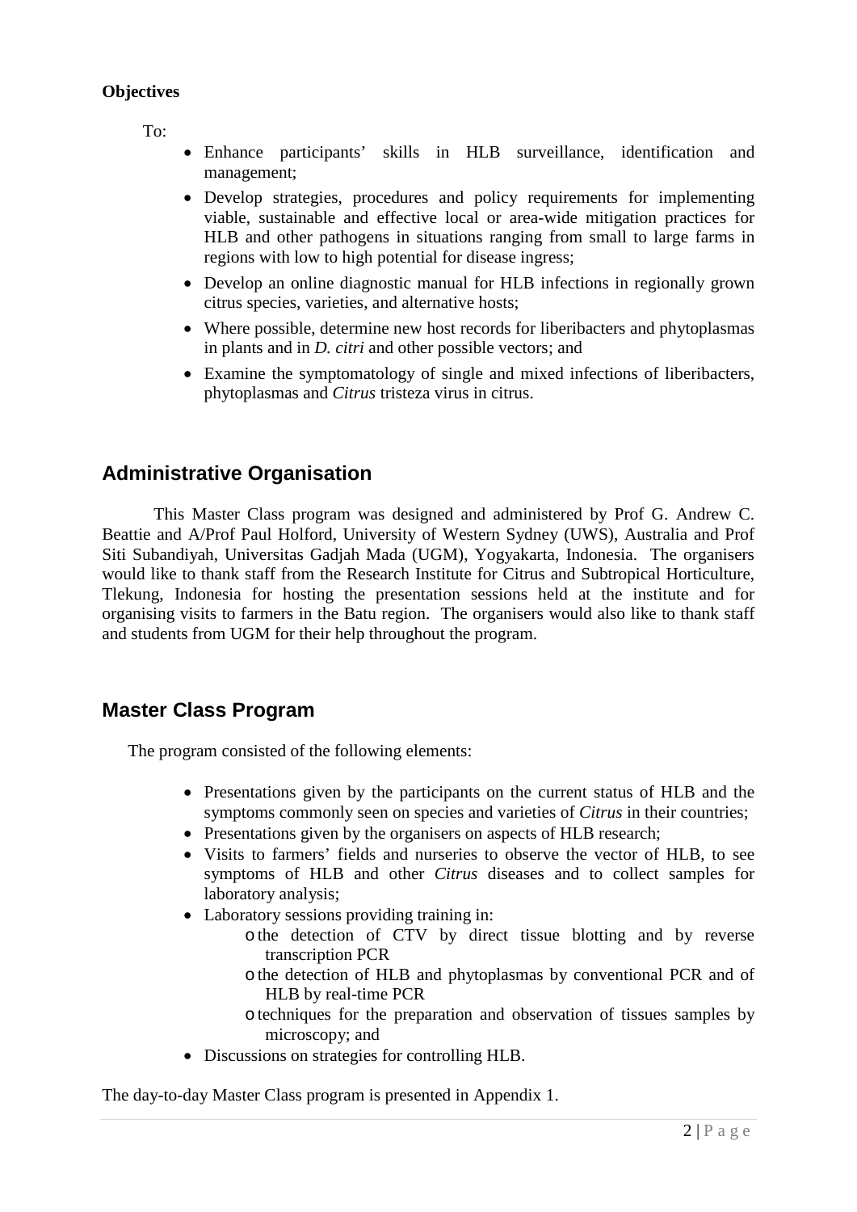**Objectives**

To:

- Enhance participants' skills in HLB surveillance, identification and management;
- Develop strategies, procedures and policy requirements for implementing viable, sustainable and effective local or area-wide mitigation practices for HLB and other pathogens in situations ranging from small to large farms in regions with low to high potential for disease ingress;
- Develop an online diagnostic manual for HLB infections in regionally grown citrus species, varieties, and alternative hosts;
- Where possible, determine new host records for liberibacters and phytoplasmas in plants and in *D. citri* and other possible vectors; and
- Examine the symptomatology of single and mixed infections of liberibacters, phytoplasmas and *Citrus* tristeza virus in citrus.

## Administrative Organisation

This Master Class program was designed and administered by Prof G. Andrew C. Beattie and A/Prof Paul Holford, University of Western Sydney (UWS), Australia and Prof Siti Subandiyah, Universitas Gadjah Mada (UGM), Yogyakarta, Indonesia. The organisers would like to thank staff from the Research Institute for Citrus and Subtropical Horticulture, Tlekung, Indonesia for hosting the presentation sessions held at the institute and for organising visits to farmers in the Batu region. The organisers would also like to thank staff and students from UGM for their help throughout the program.

## Master Class Program

The program consisted of the following elements:

- Presentations given by the participants on the current status of HLB and the symptoms commonly seen on species and varieties of *Citrus* in their countries;
- Presentations given by the organisers on aspects of HLB research;
- Visits to farmers' fields and nurseries to observe the vector of HLB, to see symptoms of HLB and other *Citrus* diseases and to collect samples for laboratory analysis;
- Laboratory sessions providing training in:
  - the detection of CTV by direct tissue blotting and by reverse transcription PCR
  - the detection of HLB and phytoplasmas by conventional PCR and of HLB by real-time PCR
  - techniques for the preparation and observation of tissues samples by microscopy; and
- Discussions on strategies for controlling HLB.

The day-to-day Master Class program is presented in Appendix 1.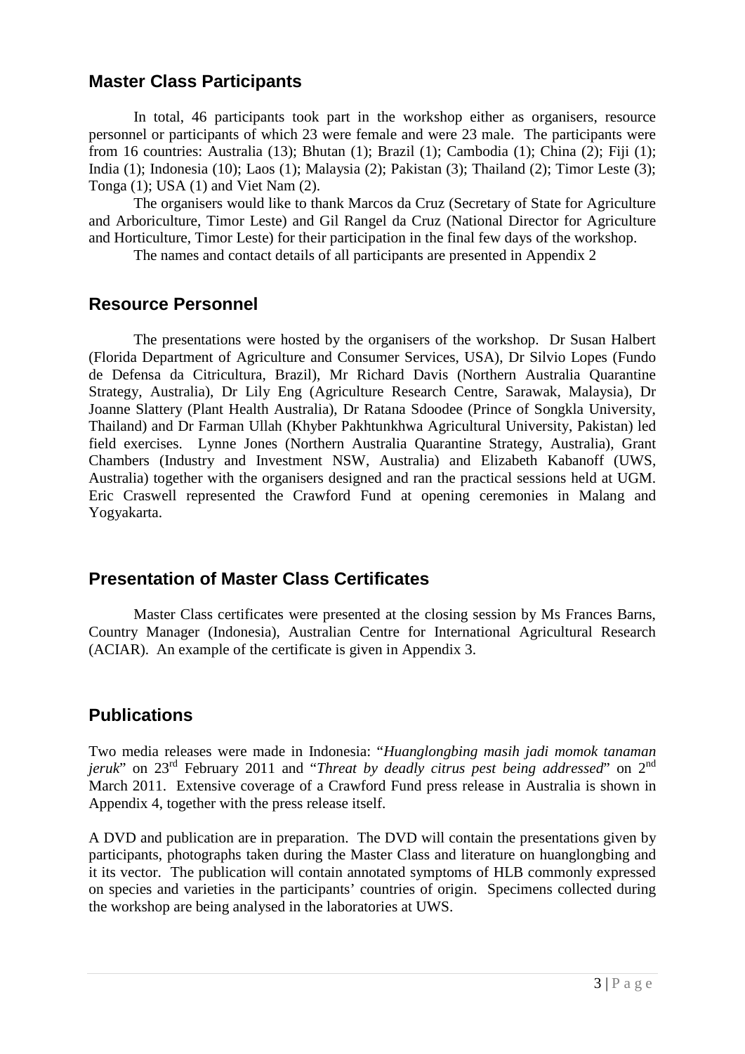## Master Class Participants

In total, 46 participants took part in the workshop either as organisers, resource personnel or participants of which 23 were female and were 23 male. The participants were from 16 countries: Australia (13); Bhutan (1); Brazil (1); Cambodia (1); China (2); Fiji (1); India (1); Indonesia (10); Laos (1); Malaysia (2); Pakistan (3); Thailand (2); Timor Leste (3); Tonga (1); USA (1) and Viet Nam (2).

The organisers would like to thank Marcos da Cruz (Secretary of State for Agriculture and Arboriculture, Timor Leste) and Gil Rangel da Cruz (National Director for Agriculture and Horticulture, Timor Leste) for their participation in the final few days of the workshop.

The names and contact details of all participants are presented in Appendix 2

## Resource Personnel

The presentations were hosted by the organisers of the workshop. Dr Susan Halbert (Florida Department of Agriculture and Consumer Services, USA), Dr Silvio Lopes (Fundo de Defensa da Citricultura, Brazil), Mr Richard Davis (Northern Australia Quarantine Strategy, Australia), Dr Lily Eng (Agriculture Research Centre, Sarawak, Malaysia), Dr Joanne Slattery (Plant Health Australia), Dr Ratana Sdoodee (Prince of Songkla University, Thailand) and Dr Farman Ullah (Khyber Pakhtunkhwa Agricultural University, Pakistan) led field exercises. Lynne Jones (Northern Australia Quarantine Strategy, Australia), Grant Chambers (Industry and Investment NSW, Australia) and Elizabeth Kabanoff (UWS, Australia) together with the organisers designed and ran the practical sessions held at UGM. Eric Craswell represented the Crawford Fund at opening ceremonies in Malang and Yogyakarta.

## Presentation of Master Class Certificates

Master Class certificates were presented at the closing session by Ms Frances Barns, Country Manager (Indonesia), Australian Centre for International Agricultural Research (ACIAR). An example of the certificate is given in Appendix 3.

## Publications

Two media releases were made in Indonesia: "*Huanglongbing masih jadi momok tanaman jeruk*" on 23rd February 2011 and "*Threat by deadly citrus pest being addressed*" on 2nd March 2011. Extensive coverage of a Crawford Fund press release in Australia is shown in Appendix 4, together with the press release itself.

A DVD and publication are in preparation. The DVD will contain the presentations given by participants, photographs taken during the Master Class and literature on huanglongbing and it its vector. The publication will contain annotated symptoms of HLB commonly expressed on species and varieties in the participants' countries of origin. Specimens collected during the workshop are being analysed in the laboratories at UWS.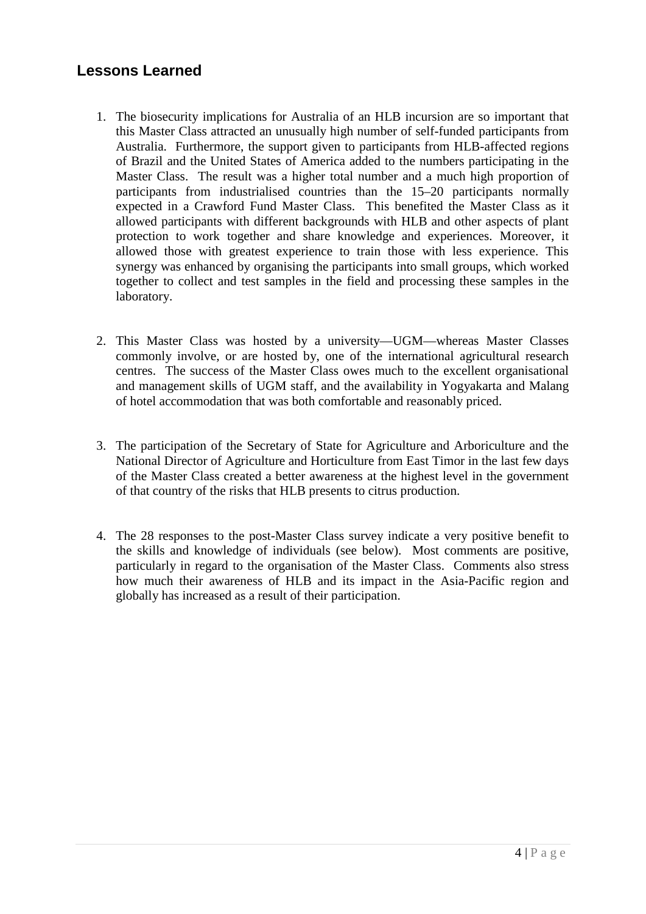## Lessons Learned

1. The biosecurity implications for Australia of an HLB incursion are so important that this Master Class attracted an unusually high number of self-funded participants from Australia. Furthermore, the support given to participants from HLB-affected regions of Brazil and the United States of America added to the numbers participating in the Master Class. The result was a higher total number and a much high proportion of participants from industrialised countries than the 15–20 participants normally expected in a Crawford Fund Master Class. This benefited the Master Class as it allowed participants with different backgrounds with HLB and other aspects of plant protection to work together and share knowledge and experiences. Moreover, it allowed those with greatest experience to train those with less experience. This synergy was enhanced by organising the participants into small groups, which worked together to collect and test samples in the field and processing these samples in the laboratory.

2. This Master Class was hosted by a university—UGM—whereas Master Classes commonly involve, or are hosted by, one of the international agricultural research centres. The success of the Master Class owes much to the excellent organisational and management skills of UGM staff, and the availability in Yogyakarta and Malang of hotel accommodation that was both comfortable and reasonably priced.

3. The participation of the Secretary of State for Agriculture and Arboriculture and the National Director of Agriculture and Horticulture from East Timor in the last few days of the Master Class created a better awareness at the highest level in the government of that country of the risks that HLB presents to citrus production.

4. The 28 responses to the post-Master Class survey indicate a very positive benefit to the skills and knowledge of individuals (see below). Most comments are positive, particularly in regard to the organisation of the Master Class. Comments also stress how much their awareness of HLB and its impact in the Asia-Pacific region and globally has increased as a result of their participation.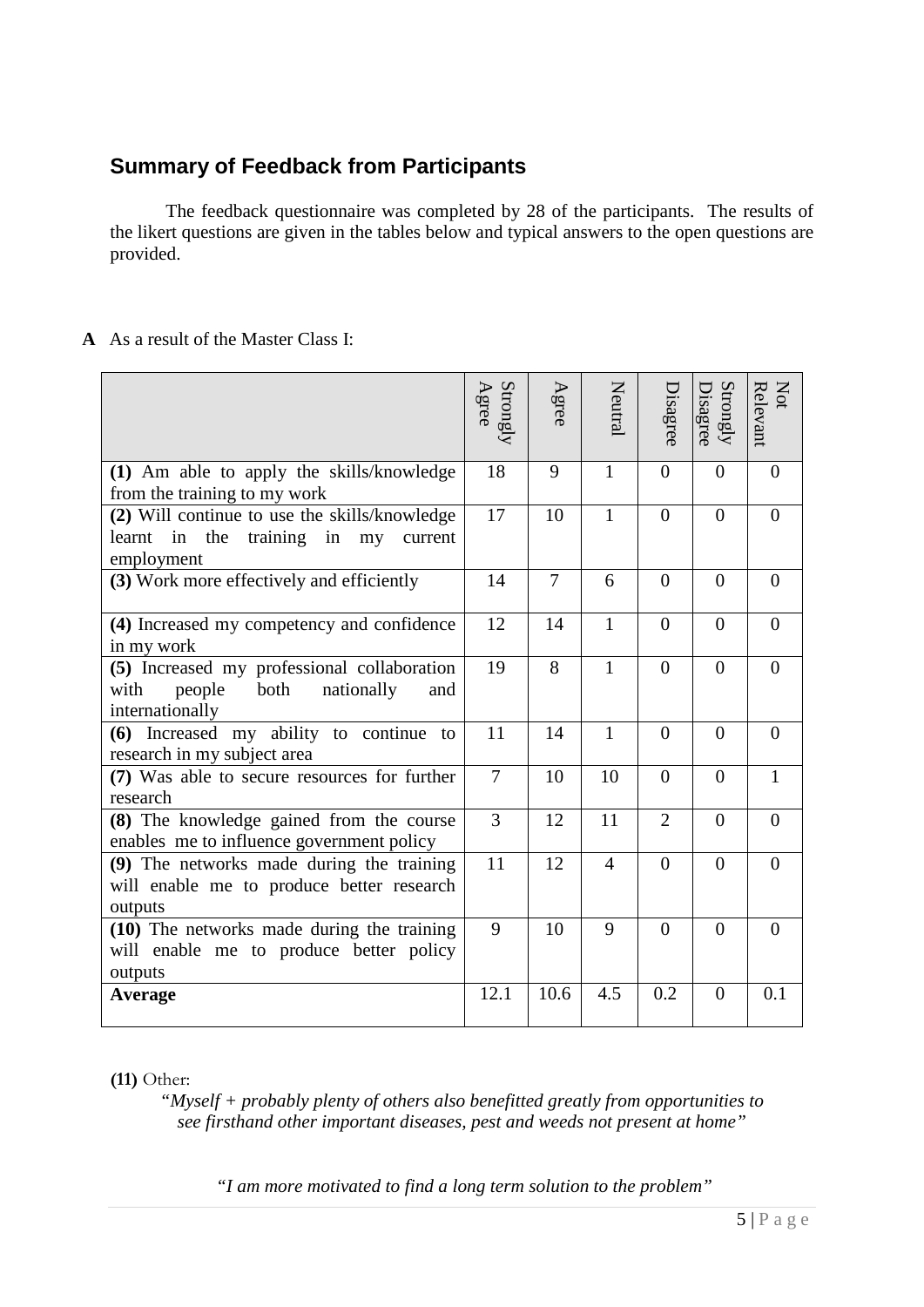## Summary of Feedback from Participants

The feedback questionnaire was completed by 28 of the participants. The results of the likert questions are given in the tables below and typical answers to the open questions are provided.

**A** As a result of the Master Class I:

| | Strongly Agree | Agree | Neutral | Disagree | Strongly Disagree | Not Relevant |
|---|---|---|---|---|---|---|
| **(1)** Am able to apply the skills/knowledge from the training to my work | 18 | 9 | 1 | 0 | 0 | 0 |
| **(2)** Will continue to use the skills/knowledge learnt in the training in my current employment | 17 | 10 | 1 | 0 | 0 | 0 |
| **(3)** Work more effectively and efficiently | 14 | 7 | 6 | 0 | 0 | 0 |
| **(4)** Increased my competency and confidence in my work | 12 | 14 | 1 | 0 | 0 | 0 |
| **(5)** Increased my professional collaboration with people both nationally and internationally | 19 | 8 | 1 | 0 | 0 | 0 |
| **(6)** Increased my ability to continue to research in my subject area | 11 | 14 | 1 | 0 | 0 | 0 |
| **(7)** Was able to secure resources for further research | 7 | 10 | 10 | 0 | 0 | 1 |
| **(8)** The knowledge gained from the course enables me to influence government policy | 3 | 12 | 11 | 2 | 0 | 0 |
| **(9)** The networks made during the training will enable me to produce better research outputs | 11 | 12 | 4 | 0 | 0 | 0 |
| **(10)** The networks made during the training will enable me to produce better policy outputs | 9 | 10 | 9 | 0 | 0 | 0 |
| **Average** | 12.1 | 10.6 | 4.5 | 0.2 | 0 | 0.1 |

**(11)** Other:

*"Myself + probably plenty of others also benefitted greatly from opportunities to see firsthand other important diseases, pest and weeds not present at home"*

*"I am more motivated to find a long term solution to the problem"*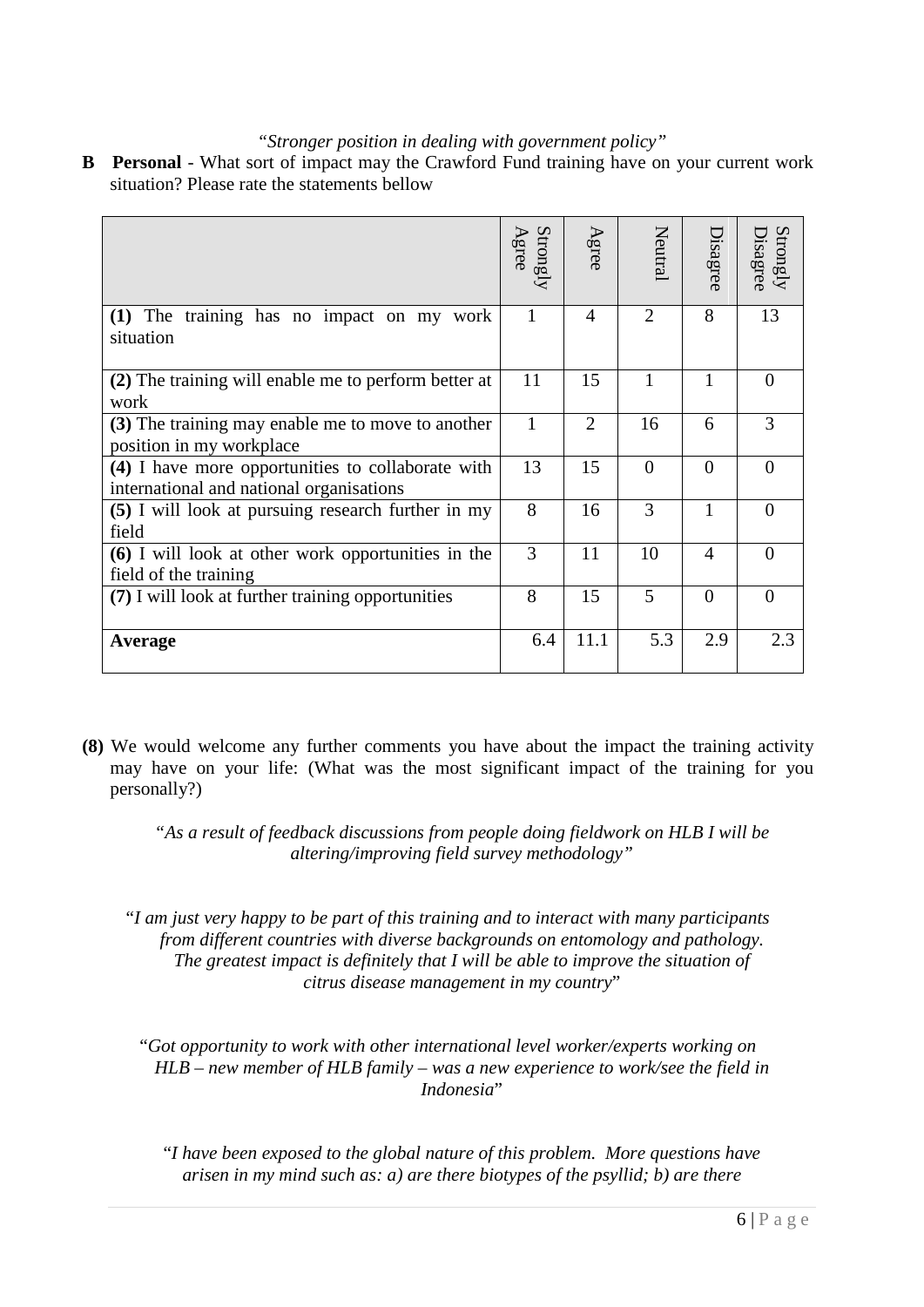*"Stronger position in dealing with government policy"*

**B** **Personal** - What sort of impact may the Crawford Fund training have on your current work situation? Please rate the statements bellow

| | Strongly Agree | Agree | Neutral | Disagree | Strongly Disagree |
|---|---|---|---|---|---|
| **(1)** The training has no impact on my work situation | 1 | 4 | 2 | 8 | 13 |
| **(2)** The training will enable me to perform better at work | 11 | 15 | 1 | 1 | 0 |
| **(3)** The training may enable me to move to another position in my workplace | 1 | 2 | 16 | 6 | 3 |
| **(4)** I have more opportunities to collaborate with international and national organisations | 13 | 15 | 0 | 0 | 0 |
| **(5)** I will look at pursuing research further in my field | 8 | 16 | 3 | 1 | 0 |
| **(6)** I will look at other work opportunities in the field of the training | 3 | 11 | 10 | 4 | 0 |
| **(7)** I will look at further training opportunities | 8 | 15 | 5 | 0 | 0 |
| **Average** | 6.4 | 11.1 | 5.3 | 2.9 | 2.3 |

**(8)** We would welcome any further comments you have about the impact the training activity may have on your life: (What was the most significant impact of the training for you personally?)

*"As a result of feedback discussions from people doing fieldwork on HLB I will be altering/improving field survey methodology"*

"*I am just very happy to be part of this training and to interact with many participants from different countries with diverse backgrounds on entomology and pathology. The greatest impact is definitely that I will be able to improve the situation of citrus disease management in my country*"

"*Got opportunity to work with other international level worker/experts working on HLB – new member of HLB family – was a new experience to work/see the field in Indonesia*"

"*I have been exposed to the global nature of this problem. More questions have arisen in my mind such as: a) are there biotypes of the psyllid; b) are there*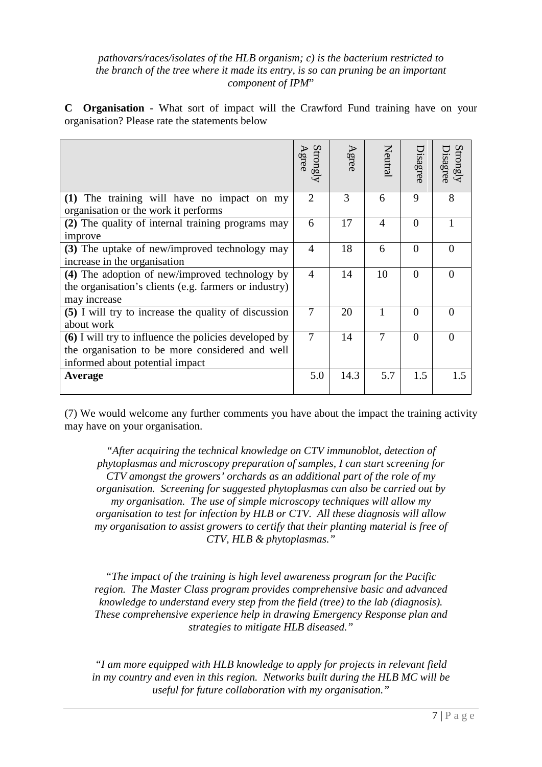*pathovars/races/isolates of the HLB organism; c) is the bacterium restricted to the branch of the tree where it made its entry, is so can pruning be an important component of IPM*"

**C Organisation** - What sort of impact will the Crawford Fund training have on your organisation? Please rate the statements below

| | Strongly Agree | Agree | Neutral | Disagree | Strongly Disagree |
|---|---|---|---|---|---|
| **(1)** The training will have no impact on my organisation or the work it performs | 2 | 3 | 6 | 9 | 8 |
| **(2)** The quality of internal training programs may improve | 6 | 17 | 4 | 0 | 1 |
| **(3)** The uptake of new/improved technology may increase in the organisation | 4 | 18 | 6 | 0 | 0 |
| **(4)** The adoption of new/improved technology by the organisation's clients (e.g. farmers or industry) may increase | 4 | 14 | 10 | 0 | 0 |
| **(5)** I will try to increase the quality of discussion about work | 7 | 20 | 1 | 0 | 0 |
| **(6)** I will try to influence the policies developed by the organisation to be more considered and well informed about potential impact | 7 | 14 | 7 | 0 | 0 |
| **Average** | 5.0 | 14.3 | 5.7 | 1.5 | 1.5 |

(7) We would welcome any further comments you have about the impact the training activity may have on your organisation.

*"After acquiring the technical knowledge on CTV immunoblot, detection of phytoplasmas and microscopy preparation of samples, I can start screening for CTV amongst the growers' orchards as an additional part of the role of my organisation. Screening for suggested phytoplasmas can also be carried out by my organisation. The use of simple microscopy techniques will allow my organisation to test for infection by HLB or CTV. All these diagnosis will allow my organisation to assist growers to certify that their planting material is free of CTV, HLB & phytoplasmas."*

*"The impact of the training is high level awareness program for the Pacific region. The Master Class program provides comprehensive basic and advanced knowledge to understand every step from the field (tree) to the lab (diagnosis). These comprehensive experience help in drawing Emergency Response plan and strategies to mitigate HLB diseased."*

*"I am more equipped with HLB knowledge to apply for projects in relevant field in my country and even in this region. Networks built during the HLB MC will be useful for future collaboration with my organisation."*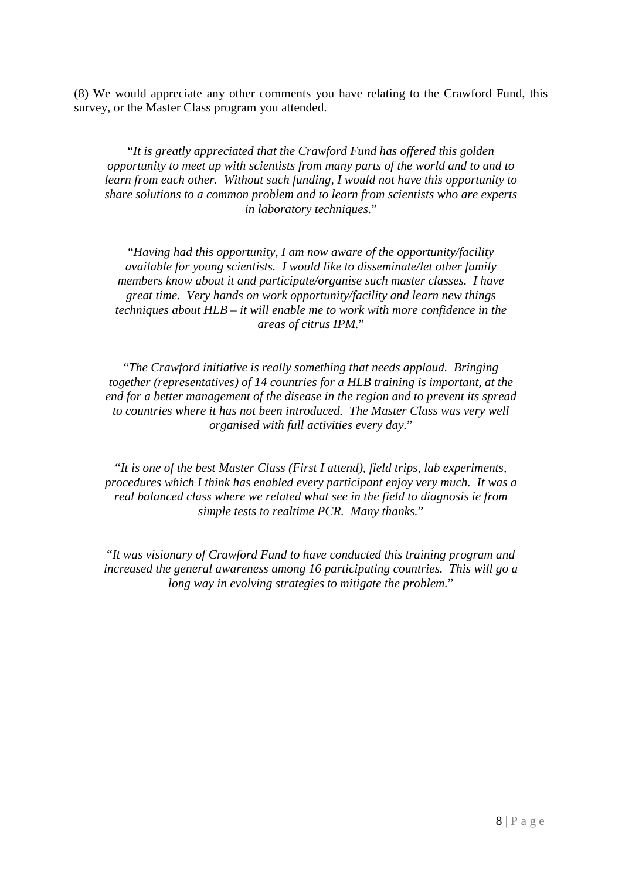(8) We would appreciate any other comments you have relating to the Crawford Fund, this survey, or the Master Class program you attended.

"*It is greatly appreciated that the Crawford Fund has offered this golden opportunity to meet up with scientists from many parts of the world and to and to learn from each other. Without such funding, I would not have this opportunity to share solutions to a common problem and to learn from scientists who are experts in laboratory techniques.*"

"*Having had this opportunity, I am now aware of the opportunity/facility available for young scientists. I would like to disseminate/let other family members know about it and participate/organise such master classes. I have great time. Very hands on work opportunity/facility and learn new things techniques about HLB – it will enable me to work with more confidence in the areas of citrus IPM.*"

"*The Crawford initiative is really something that needs applaud. Bringing together (representatives) of 14 countries for a HLB training is important, at the end for a better management of the disease in the region and to prevent its spread to countries where it has not been introduced. The Master Class was very well organised with full activities every day.*"

"*It is one of the best Master Class (First I attend), field trips, lab experiments, procedures which I think has enabled every participant enjoy very much. It was a real balanced class where we related what see in the field to diagnosis ie from simple tests to realtime PCR. Many thanks.*"

"*It was visionary of Crawford Fund to have conducted this training program and increased the general awareness among 16 participating countries. This will go a long way in evolving strategies to mitigate the problem.*"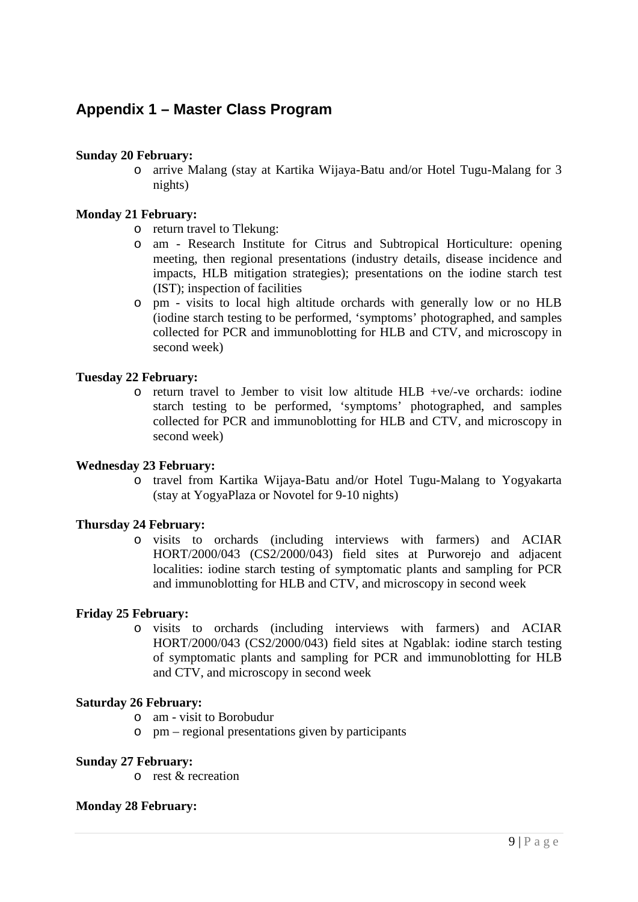## Appendix 1 – Master Class Program

**Sunday 20 February:**

- arrive Malang (stay at Kartika Wijaya-Batu and/or Hotel Tugu-Malang for 3 nights)

**Monday 21 February:**

- return travel to Tlekung:
- am - Research Institute for Citrus and Subtropical Horticulture: opening meeting, then regional presentations (industry details, disease incidence and impacts, HLB mitigation strategies); presentations on the iodine starch test (IST); inspection of facilities
- pm - visits to local high altitude orchards with generally low or no HLB (iodine starch testing to be performed, 'symptoms' photographed, and samples collected for PCR and immunoblotting for HLB and CTV, and microscopy in second week)

**Tuesday 22 February:**

- return travel to Jember to visit low altitude HLB +ve/-ve orchards: iodine starch testing to be performed, 'symptoms' photographed, and samples collected for PCR and immunoblotting for HLB and CTV, and microscopy in second week)

**Wednesday 23 February:**

- travel from Kartika Wijaya-Batu and/or Hotel Tugu-Malang to Yogyakarta (stay at YogyaPlaza or Novotel for 9-10 nights)

**Thursday 24 February:**

- visits to orchards (including interviews with farmers) and ACIAR HORT/2000/043 (CS2/2000/043) field sites at Purworejo and adjacent localities: iodine starch testing of symptomatic plants and sampling for PCR and immunoblotting for HLB and CTV, and microscopy in second week

**Friday 25 February:**

- visits to orchards (including interviews with farmers) and ACIAR HORT/2000/043 (CS2/2000/043) field sites at Ngablak: iodine starch testing of symptomatic plants and sampling for PCR and immunoblotting for HLB and CTV, and microscopy in second week

**Saturday 26 February:**

- am - visit to Borobudur
- pm – regional presentations given by participants

**Sunday 27 February:**

- rest & recreation

**Monday 28 February:**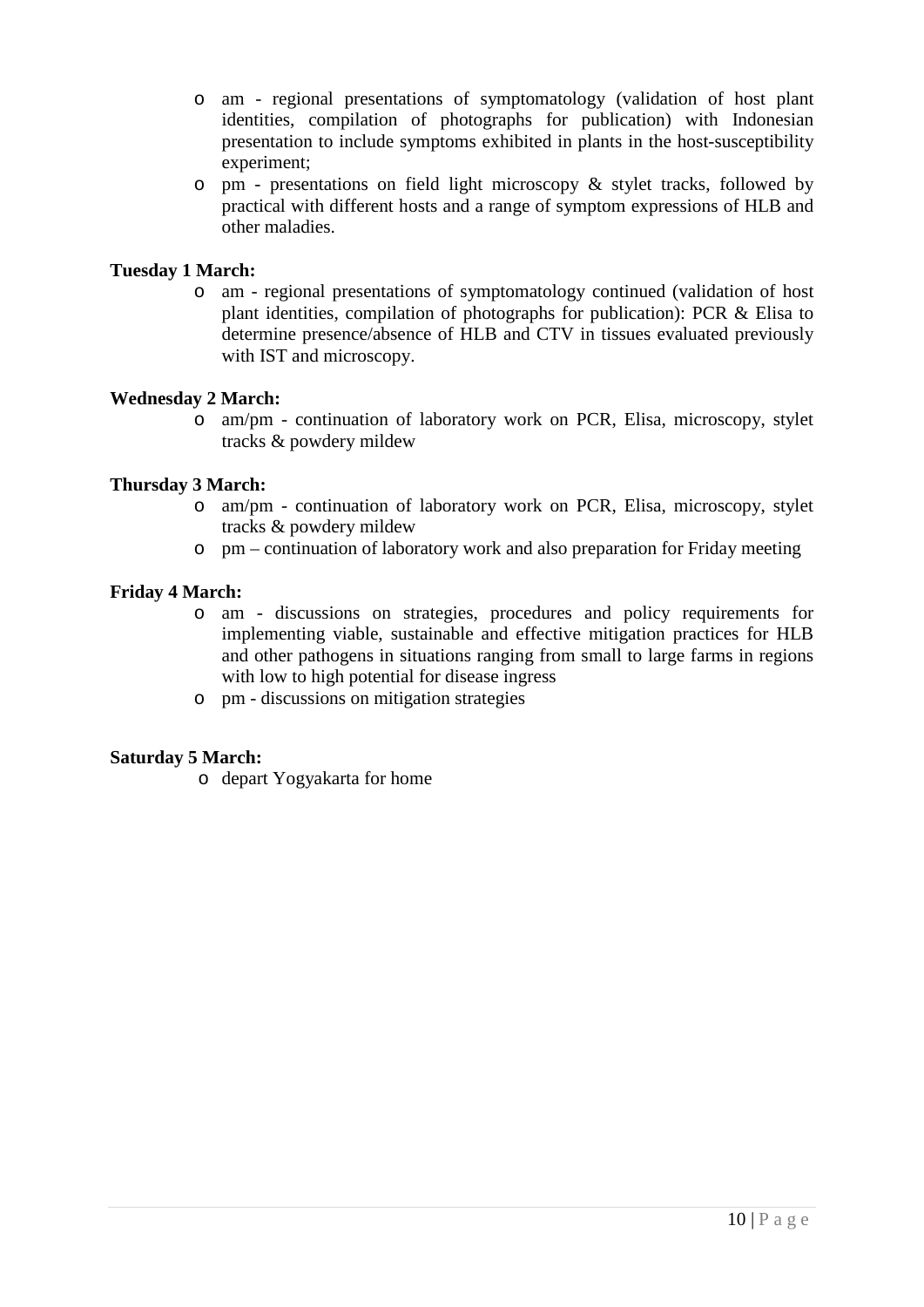- am - regional presentations of symptomatology (validation of host plant identities, compilation of photographs for publication) with Indonesian presentation to include symptoms exhibited in plants in the host-susceptibility experiment;
- pm - presentations on field light microscopy & stylet tracks, followed by practical with different hosts and a range of symptom expressions of HLB and other maladies.

**Tuesday 1 March:**

- am - regional presentations of symptomatology continued (validation of host plant identities, compilation of photographs for publication): PCR & Elisa to determine presence/absence of HLB and CTV in tissues evaluated previously with IST and microscopy.

**Wednesday 2 March:**

- am/pm - continuation of laboratory work on PCR, Elisa, microscopy, stylet tracks & powdery mildew

**Thursday 3 March:**

- am/pm - continuation of laboratory work on PCR, Elisa, microscopy, stylet tracks & powdery mildew
- pm – continuation of laboratory work and also preparation for Friday meeting

**Friday 4 March:**

- am - discussions on strategies, procedures and policy requirements for implementing viable, sustainable and effective mitigation practices for HLB and other pathogens in situations ranging from small to large farms in regions with low to high potential for disease ingress
- pm - discussions on mitigation strategies

**Saturday 5 March:**

- depart Yogyakarta for home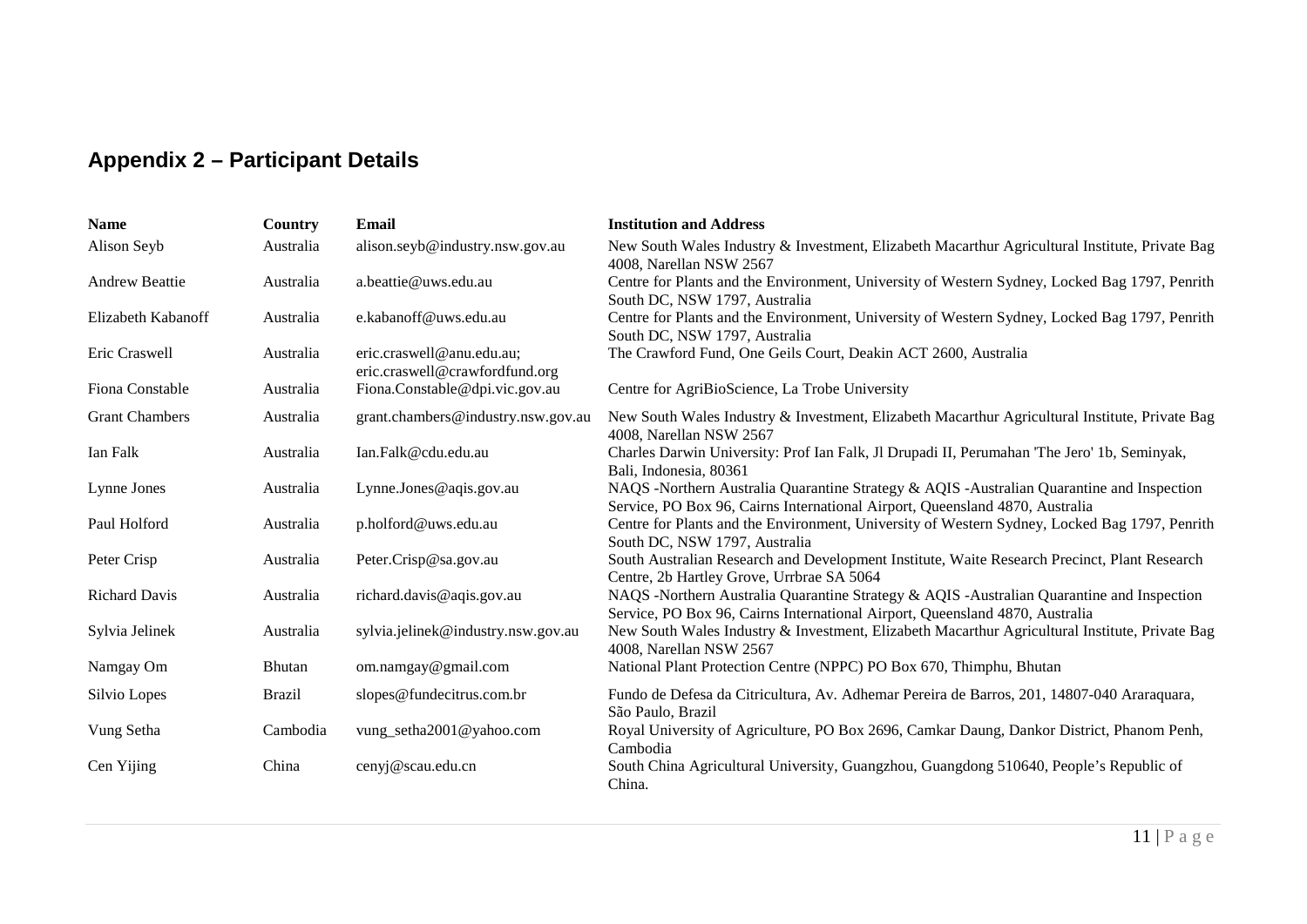## Appendix 2 – Participant Details

| Name | Country | Email | Institution and Address |
|---|---|---|---|
| Alison Seyb | Australia | alison.seyb@industry.nsw.gov.au | New South Wales Industry & Investment, Elizabeth Macarthur Agricultural Institute, Private Bag 4008, Narellan NSW 2567 |
| Andrew Beattie | Australia | a.beattie@uws.edu.au | Centre for Plants and the Environment, University of Western Sydney, Locked Bag 1797, Penrith South DC, NSW 1797, Australia |
| Elizabeth Kabanoff | Australia | e.kabanoff@uws.edu.au | Centre for Plants and the Environment, University of Western Sydney, Locked Bag 1797, Penrith South DC, NSW 1797, Australia |
| Eric Craswell | Australia | eric.craswell@anu.edu.au; eric.craswell@crawfordfund.org | The Crawford Fund, One Geils Court, Deakin ACT 2600, Australia |
| Fiona Constable | Australia | Fiona.Constable@dpi.vic.gov.au | Centre for AgriBioScience, La Trobe University |
| Grant Chambers | Australia | grant.chambers@industry.nsw.gov.au | New South Wales Industry & Investment, Elizabeth Macarthur Agricultural Institute, Private Bag 4008, Narellan NSW 2567 |
| Ian Falk | Australia | Ian.Falk@cdu.edu.au | Charles Darwin University: Prof Ian Falk, Jl Drupadi II, Perumahan 'The Jero' 1b, Seminyak, Bali, Indonesia, 80361 |
| Lynne Jones | Australia | Lynne.Jones@aqis.gov.au | NAQS -Northern Australia Quarantine Strategy & AQIS -Australian Quarantine and Inspection Service, PO Box 96, Cairns International Airport, Queensland 4870, Australia |
| Paul Holford | Australia | p.holford@uws.edu.au | Centre for Plants and the Environment, University of Western Sydney, Locked Bag 1797, Penrith South DC, NSW 1797, Australia |
| Peter Crisp | Australia | Peter.Crisp@sa.gov.au | South Australian Research and Development Institute, Waite Research Precinct, Plant Research Centre, 2b Hartley Grove, Urrbrae SA 5064 |
| Richard Davis | Australia | richard.davis@aqis.gov.au | NAQS -Northern Australia Quarantine Strategy & AQIS -Australian Quarantine and Inspection Service, PO Box 96, Cairns International Airport, Queensland 4870, Australia |
| Sylvia Jelinek | Australia | sylvia.jelinek@industry.nsw.gov.au | New South Wales Industry & Investment, Elizabeth Macarthur Agricultural Institute, Private Bag 4008, Narellan NSW 2567 |
| Namgay Om | Bhutan | om.namgay@gmail.com | National Plant Protection Centre (NPPC) PO Box 670, Thimphu, Bhutan |
| Silvio Lopes | Brazil | slopes@fundecitrus.com.br | Fundo de Defesa da Citricultura, Av. Adhemar Pereira de Barros, 201, 14807-040 Araraquara, São Paulo, Brazil |
| Vung Setha | Cambodia | vung_setha2001@yahoo.com | Royal University of Agriculture, PO Box 2696, Camkar Daung, Dankor District, Phanom Penh, Cambodia |
| Cen Yijing | China | cenyj@scau.edu.cn | South China Agricultural University, Guangzhou, Guangdong 510640, People's Republic of China. |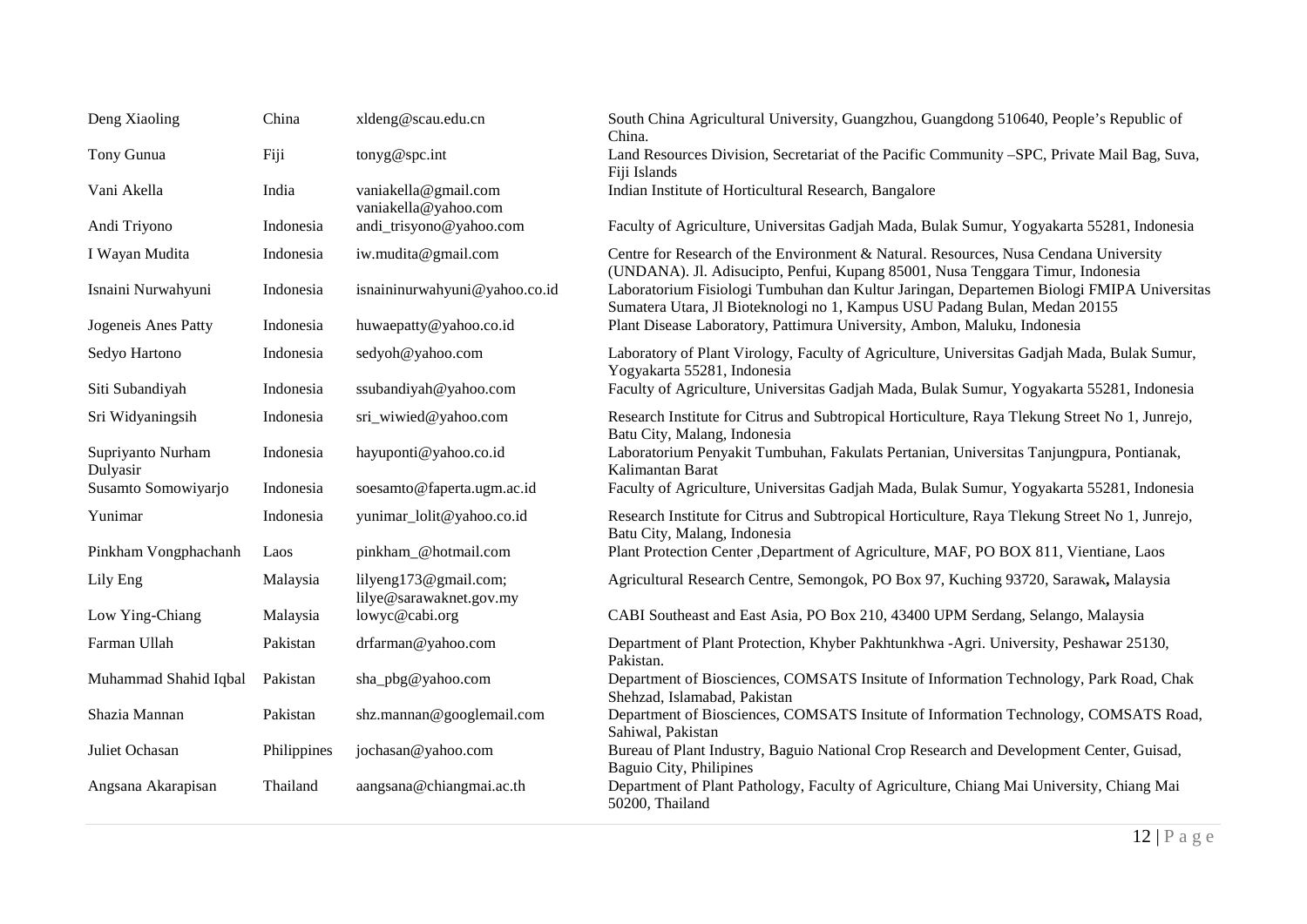| | | | |
|---|---|---|---|
| Deng Xiaoling | China | xldeng@scau.edu.cn | South China Agricultural University, Guangzhou, Guangdong 510640, People's Republic of China. |
| Tony Gunua | Fiji | tonyg@spc.int | Land Resources Division, Secretariat of the Pacific Community –SPC, Private Mail Bag, Suva, Fiji Islands |
| Vani Akella | India | vaniakella@gmail.com vaniakella@yahoo.com | Indian Institute of Horticultural Research, Bangalore |
| Andi Triyono | Indonesia | andi_trisyono@yahoo.com | Faculty of Agriculture, Universitas Gadjah Mada, Bulak Sumur, Yogyakarta 55281, Indonesia |
| I Wayan Mudita | Indonesia | iw.mudita@gmail.com | Centre for Research of the Environment & Natural. Resources, Nusa Cendana University (UNDANA). Jl. Adisucipto, Penfui, Kupang 85001, Nusa Tenggara Timur, Indonesia |
| Isnaini Nurwahyuni | Indonesia | isnaininurwahyuni@yahoo.co.id | Laboratorium Fisiologi Tumbuhan dan Kultur Jaringan, Departemen Biologi FMIPA Universitas Sumatera Utara, Jl Bioteknologi no 1, Kampus USU Padang Bulan, Medan 20155 |
| Jogeneis Anes Patty | Indonesia | huwaepatty@yahoo.co.id | Plant Disease Laboratory, Pattimura University, Ambon, Maluku, Indonesia |
| Sedyo Hartono | Indonesia | sedyoh@yahoo.com | Laboratory of Plant Virology, Faculty of Agriculture, Universitas Gadjah Mada, Bulak Sumur, Yogyakarta 55281, Indonesia |
| Siti Subandiyah | Indonesia | ssubandiyah@yahoo.com | Faculty of Agriculture, Universitas Gadjah Mada, Bulak Sumur, Yogyakarta 55281, Indonesia |
| Sri Widyaningsih | Indonesia | sri_wiwied@yahoo.com | Research Institute for Citrus and Subtropical Horticulture, Raya Tlekung Street No 1, Junrejo, Batu City, Malang, Indonesia |
| Supriyanto Nurham Dulyasir | Indonesia | hayuponti@yahoo.co.id | Laboratorium Penyakit Tumbuhan, Fakulats Pertanian, Universitas Tanjungpura, Pontianak, Kalimantan Barat |
| Susamto Somowiyarjo | Indonesia | soesamto@faperta.ugm.ac.id | Faculty of Agriculture, Universitas Gadjah Mada, Bulak Sumur, Yogyakarta 55281, Indonesia |
| Yunimar | Indonesia | yunimar_lolit@yahoo.co.id | Research Institute for Citrus and Subtropical Horticulture, Raya Tlekung Street No 1, Junrejo, Batu City, Malang, Indonesia |
| Pinkham Vongphachanh | Laos | pinkham_@hotmail.com | Plant Protection Center ,Department of Agriculture, MAF, PO BOX 811, Vientiane, Laos |
| Lily Eng | Malaysia | lilyeng173@gmail.com; lilye@sarawaknet.gov.my | Agricultural Research Centre, Semongok, PO Box 97, Kuching 93720, Sarawak**,** Malaysia |
| Low Ying-Chiang | Malaysia | lowyc@cabi.org | CABI Southeast and East Asia, PO Box 210, 43400 UPM Serdang, Selango, Malaysia |
| Farman Ullah | Pakistan | drfarman@yahoo.com | Department of Plant Protection, Khyber Pakhtunkhwa -Agri. University, Peshawar 25130, Pakistan. |
| Muhammad Shahid Iqbal | Pakistan | sha_pbg@yahoo.com | Department of Biosciences, COMSATS Insitute of Information Technology, Park Road, Chak Shehzad, Islamabad, Pakistan |
| Shazia Mannan | Pakistan | shz.mannan@googlemail.com | Department of Biosciences, COMSATS Insitute of Information Technology, COMSATS Road, Sahiwal, Pakistan |
| Juliet Ochasan | Philippines | jochasan@yahoo.com | Bureau of Plant Industry, Baguio National Crop Research and Development Center, Guisad, Baguio City, Philipines |
| Angsana Akarapisan | Thailand | aangsana@chiangmai.ac.th | Department of Plant Pathology, Faculty of Agriculture, Chiang Mai University, Chiang Mai 50200, Thailand |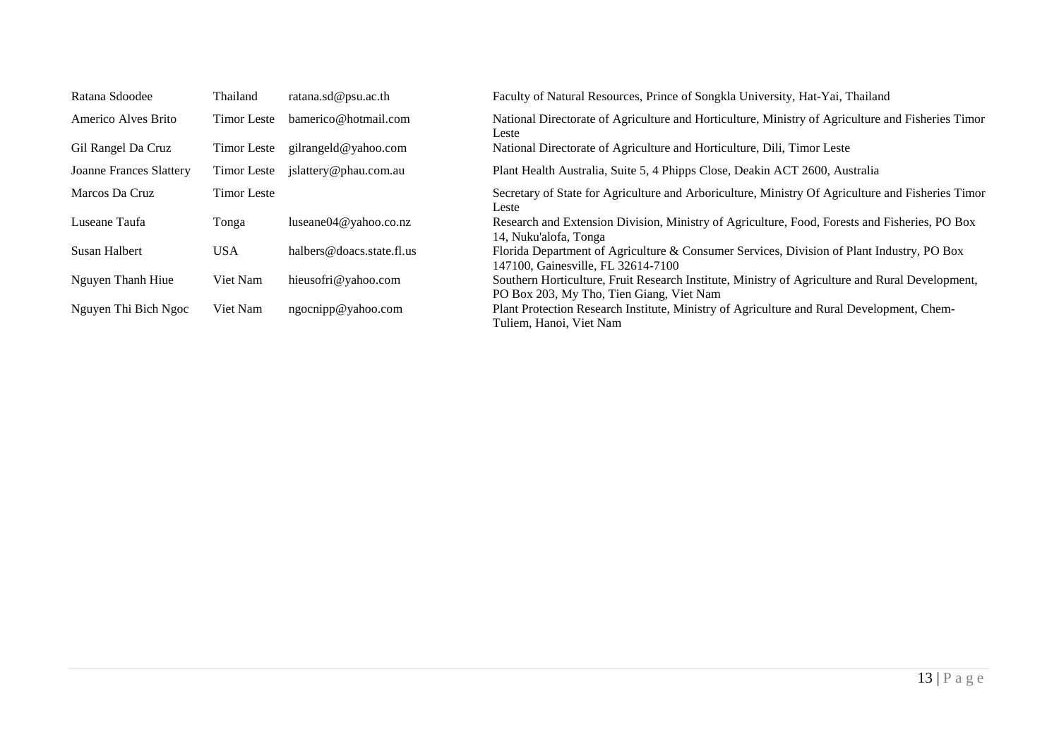| | | | |
|---|---|---|---|
| Ratana Sdoodee | Thailand | ratana.sd@psu.ac.th | Faculty of Natural Resources, Prince of Songkla University, Hat-Yai, Thailand |
| Americo Alves Brito | Timor Leste | bamerico@hotmail.com | National Directorate of Agriculture and Horticulture, Ministry of Agriculture and Fisheries Timor Leste |
| Gil Rangel Da Cruz | Timor Leste | gilrangeld@yahoo.com | National Directorate of Agriculture and Horticulture, Dili, Timor Leste |
| Joanne Frances Slattery | Timor Leste | jslattery@phau.com.au | Plant Health Australia, Suite 5, 4 Phipps Close, Deakin ACT 2600, Australia |
| Marcos Da Cruz | Timor Leste | | Secretary of State for Agriculture and Arboriculture, Ministry Of Agriculture and Fisheries Timor Leste |
| Luseane Taufa | Tonga | luseane04@yahoo.co.nz | Research and Extension Division, Ministry of Agriculture, Food, Forests and Fisheries, PO Box 14, Nuku'alofa, Tonga |
| Susan Halbert | USA | halbers@doacs.state.fl.us | Florida Department of Agriculture & Consumer Services, Division of Plant Industry, PO Box 147100, Gainesville, FL 32614-7100 |
| Nguyen Thanh Hiue | Viet Nam | hieusofri@yahoo.com | Southern Horticulture, Fruit Research Institute, Ministry of Agriculture and Rural Development, PO Box 203, My Tho, Tien Giang, Viet Nam |
| Nguyen Thi Bich Ngoc | Viet Nam | ngocnipp@yahoo.com | Plant Protection Research Institute, Ministry of Agriculture and Rural Development, Chem-Tuliem, Hanoi, Viet Nam |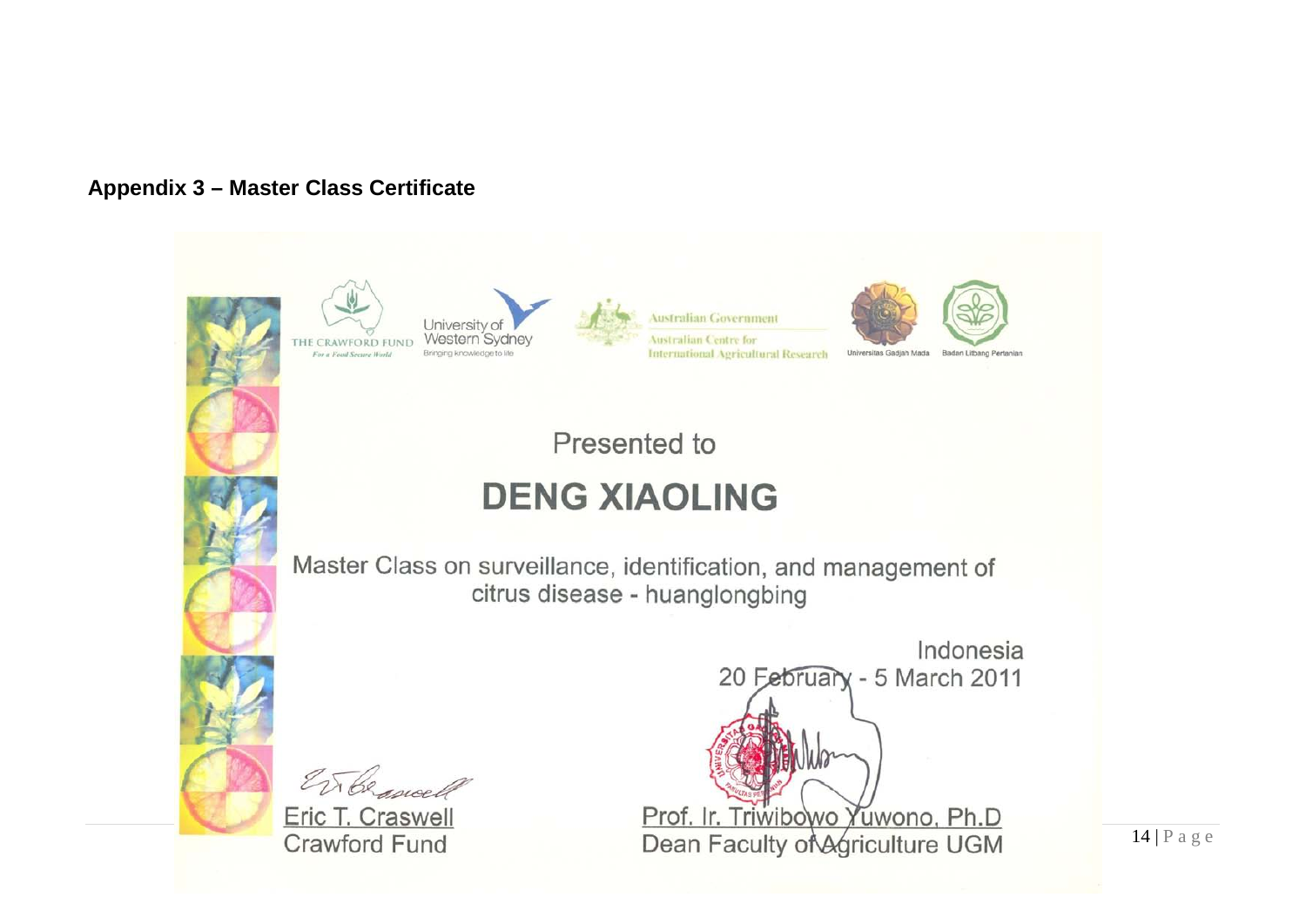**Appendix 3 – Master Class Certificate**

THE CRAWFORD FUND
*For a Food Secure World*

University of Western Sydney
Bringing knowledge to life

Australian Government
Australian Centre for International Agricultural Research

Universitas Gadjah Mada

Badan Litbang Pertanian

Presented to

## DENG XIAOLING

Master Class on surveillance, identification, and management of citrus disease - huanglongbing

Indonesia
20 February - 5 March 2011

Eric T. Craswell
Crawford Fund

Prof. Ir. Triwibowo Yuwono, Ph.D
Dean Faculty of Agriculture UGM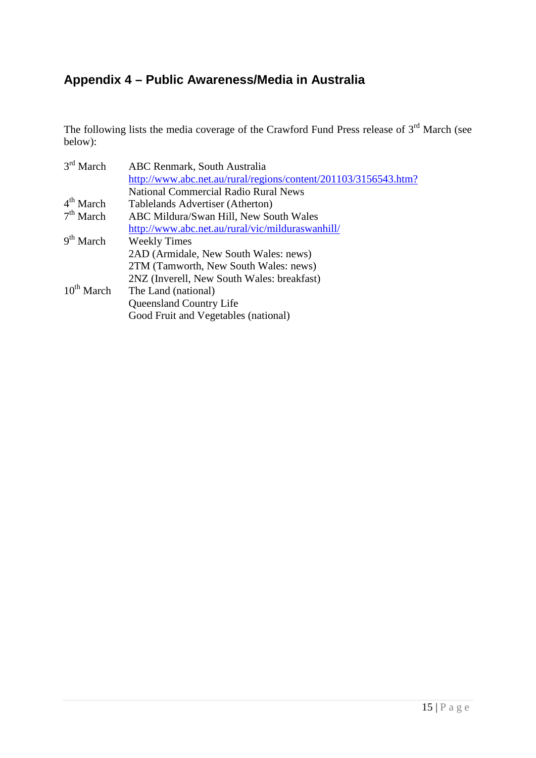## Appendix 4 – Public Awareness/Media in Australia

The following lists the media coverage of the Crawford Fund Press release of 3rd March (see below):

| | |
|---|---|
| 3rd March | ABC Renmark, South Australia |
| | http://www.abc.net.au/rural/regions/content/201103/3156543.htm? |
| | National Commercial Radio Rural News |
| 4th March | Tablelands Advertiser (Atherton) |
| 7th March | ABC Mildura/Swan Hill, New South Wales |
| | http://www.abc.net.au/rural/vic/milduraswanhill/ |
| 9th March | Weekly Times |
| | 2AD (Armidale, New South Wales: news) |
| | 2TM (Tamworth, New South Wales: news) |
| | 2NZ (Inverell, New South Wales: breakfast) |
| 10th March | The Land (national) |
| | Queensland Country Life |
| | Good Fruit and Vegetables (national) |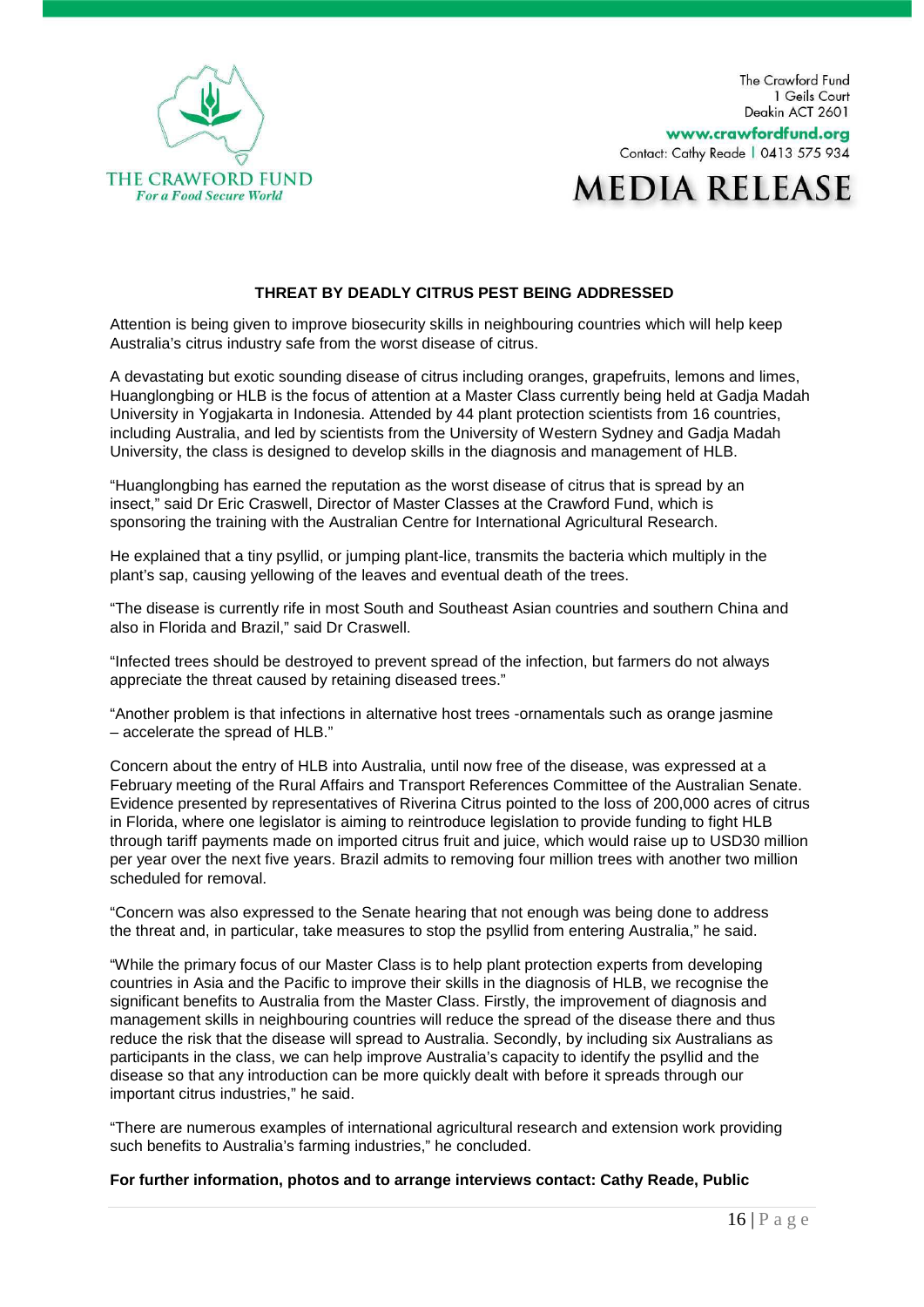The Crawford Fund
1 Geils Court
Deakin ACT 2601

www.crawfordfund.org

Contact: Cathy Reade | 0413 575 934

THE CRAWFORD FUND
*For a Food Secure World*

# MEDIA RELEASE

## THREAT BY DEADLY CITRUS PEST BEING ADDRESSED

Attention is being given to improve biosecurity skills in neighbouring countries which will help keep Australia's citrus industry safe from the worst disease of citrus.

A devastating but exotic sounding disease of citrus including oranges, grapefruits, lemons and limes, Huanglongbing or HLB is the focus of attention at a Master Class currently being held at Gadja Madah University in Yogjakarta in Indonesia. Attended by 44 plant protection scientists from 16 countries, including Australia, and led by scientists from the University of Western Sydney and Gadja Madah University, the class is designed to develop skills in the diagnosis and management of HLB.

"Huanglongbing has earned the reputation as the worst disease of citrus that is spread by an insect," said Dr Eric Craswell, Director of Master Classes at the Crawford Fund, which is sponsoring the training with the Australian Centre for International Agricultural Research.

He explained that a tiny psyllid, or jumping plant-lice, transmits the bacteria which multiply in the plant's sap, causing yellowing of the leaves and eventual death of the trees.

"The disease is currently rife in most South and Southeast Asian countries and southern China and also in Florida and Brazil," said Dr Craswell.

"Infected trees should be destroyed to prevent spread of the infection, but farmers do not always appreciate the threat caused by retaining diseased trees."

"Another problem is that infections in alternative host trees -ornamentals such as orange jasmine – accelerate the spread of HLB."

Concern about the entry of HLB into Australia, until now free of the disease, was expressed at a February meeting of the Rural Affairs and Transport References Committee of the Australian Senate. Evidence presented by representatives of Riverina Citrus pointed to the loss of 200,000 acres of citrus in Florida, where one legislator is aiming to reintroduce legislation to provide funding to fight HLB through tariff payments made on imported citrus fruit and juice, which would raise up to USD30 million per year over the next five years. Brazil admits to removing four million trees with another two million scheduled for removal.

"Concern was also expressed to the Senate hearing that not enough was being done to address the threat and, in particular, take measures to stop the psyllid from entering Australia," he said.

"While the primary focus of our Master Class is to help plant protection experts from developing countries in Asia and the Pacific to improve their skills in the diagnosis of HLB, we recognise the significant benefits to Australia from the Master Class. Firstly, the improvement of diagnosis and management skills in neighbouring countries will reduce the spread of the disease there and thus reduce the risk that the disease will spread to Australia. Secondly, by including six Australians as participants in the class, we can help improve Australia's capacity to identify the psyllid and the disease so that any introduction can be more quickly dealt with before it spreads through our important citrus industries," he said.

"There are numerous examples of international agricultural research and extension work providing such benefits to Australia's farming industries," he concluded.

**For further information, photos and to arrange interviews contact: Cathy Reade, Public**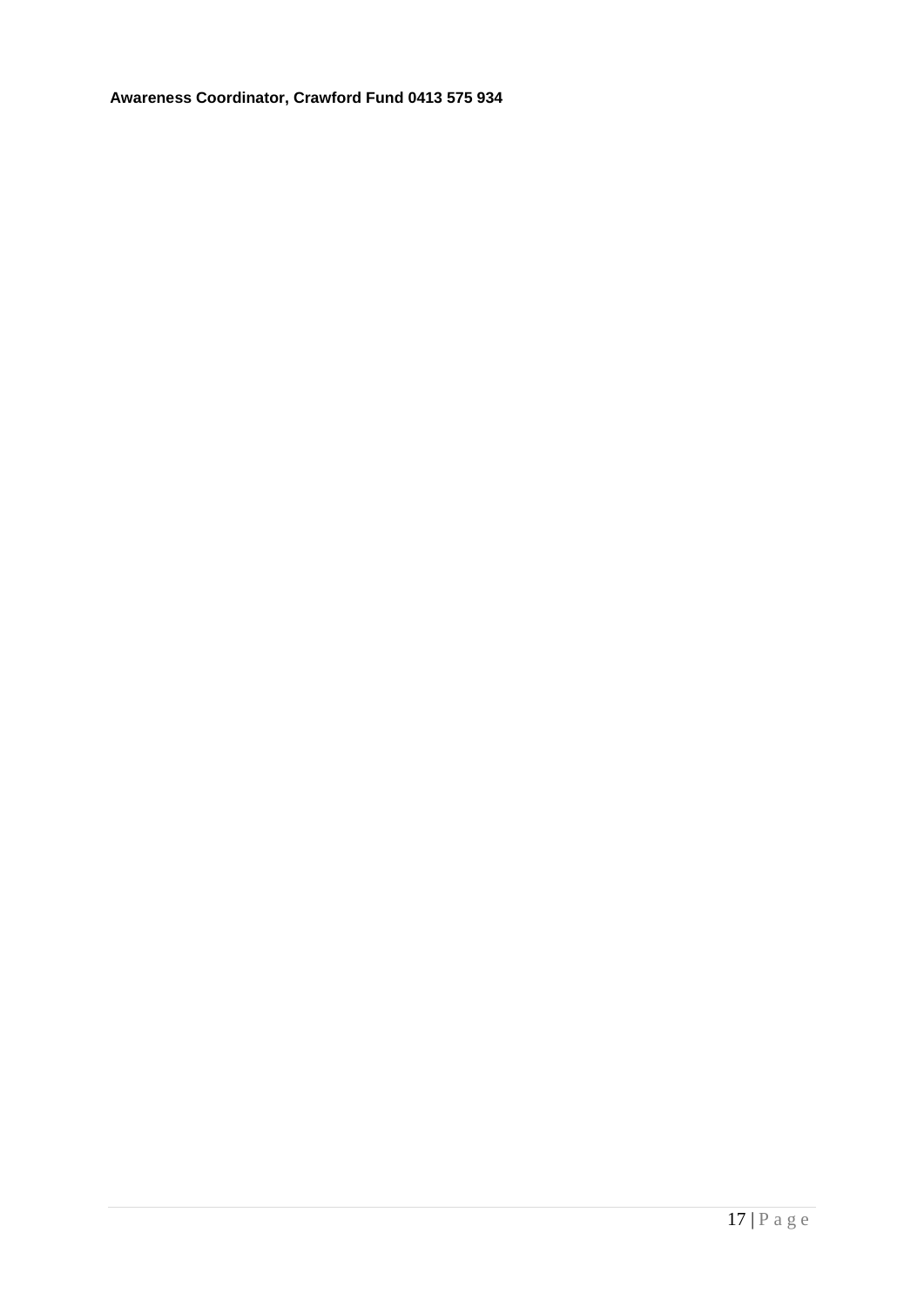**Awareness Coordinator, Crawford Fund 0413 575 934**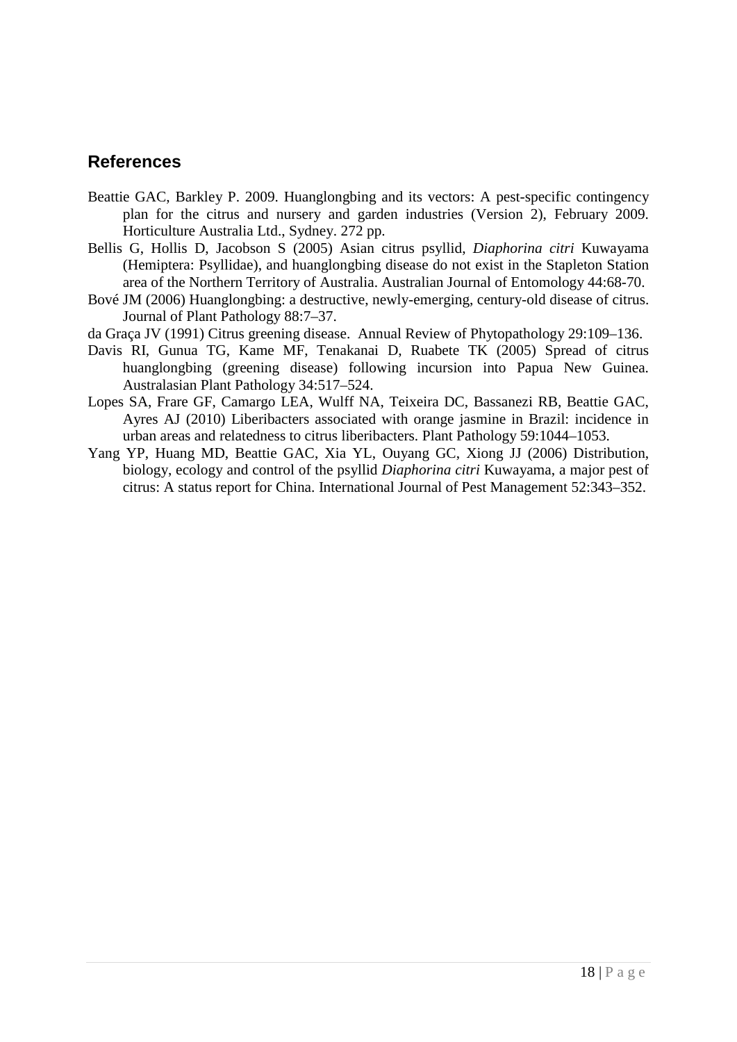## References

Beattie GAC, Barkley P. 2009. Huanglongbing and its vectors: A pest-specific contingency plan for the citrus and nursery and garden industries (Version 2), February 2009. Horticulture Australia Ltd., Sydney. 272 pp.

Bellis G, Hollis D, Jacobson S (2005) Asian citrus psyllid, *Diaphorina citri* Kuwayama (Hemiptera: Psyllidae), and huanglongbing disease do not exist in the Stapleton Station area of the Northern Territory of Australia. Australian Journal of Entomology 44:68-70.

Bové JM (2006) Huanglongbing: a destructive, newly-emerging, century-old disease of citrus. Journal of Plant Pathology 88:7–37.

da Graça JV (1991) Citrus greening disease. Annual Review of Phytopathology 29:109–136.

Davis RI, Gunua TG, Kame MF, Tenakanai D, Ruabete TK (2005) Spread of citrus huanglongbing (greening disease) following incursion into Papua New Guinea. Australasian Plant Pathology 34:517–524.

Lopes SA, Frare GF, Camargo LEA, Wulff NA, Teixeira DC, Bassanezi RB, Beattie GAC, Ayres AJ (2010) Liberibacters associated with orange jasmine in Brazil: incidence in urban areas and relatedness to citrus liberibacters. Plant Pathology 59:1044–1053.

Yang YP, Huang MD, Beattie GAC, Xia YL, Ouyang GC, Xiong JJ (2006) Distribution, biology, ecology and control of the psyllid *Diaphorina citri* Kuwayama, a major pest of citrus: A status report for China. International Journal of Pest Management 52:343–352.